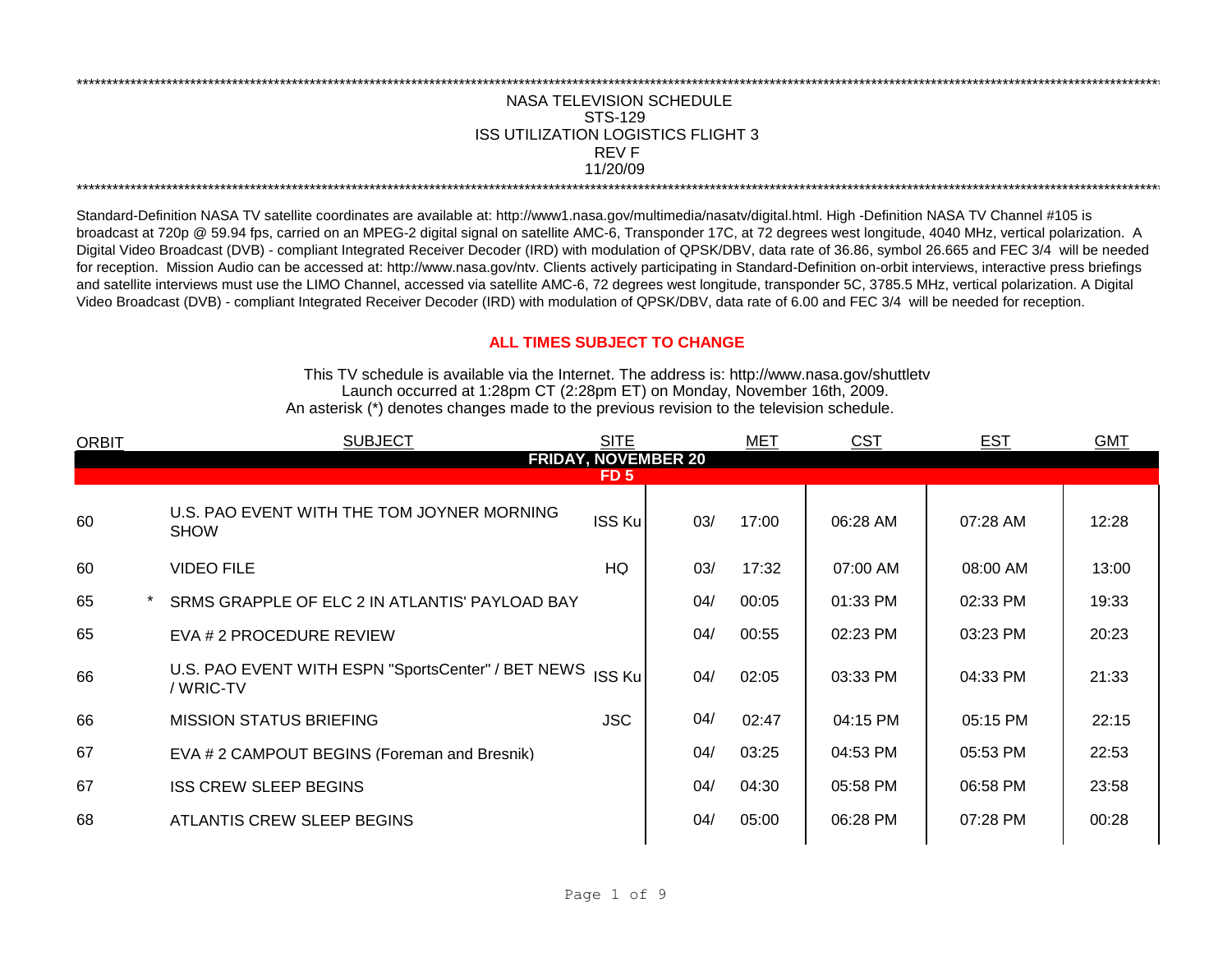\*\*\*\*\*\*\*\*\*\*\*\*\*\*\*\*\*\*\*\*\*\*\*\*\*\*\*\*\*\*\*\*\*\*\*\*\*\*\*\*\*\*\*\*\*\*\*\*\*\*\*\*\*\*\*\*\*\*\*\*\*\*\*\*\*\*\*\*\*\*\*\*\*\*\*\*\*\*

# NASA TELEVISION SCHEDULE
## STS-129
## ISS UTILIZATION LOGISTICS FLIGHT 3
## REV F
## 11/20/09

\*\*\*\*\*\*\*\*\*\*\*\*\*\*\*\*\*\*\*\*\*\*\*\*\*\*\*\*\*\*\*\*\*\*\*\*\*\*\*\*\*\*\*\*\*\*\*\*\*\*\*\*\*\*\*\*\*\*\*\*\*\*\*\*\*\*\*\*\*\*\*\*\*\*\*\*\*\*

Standard-Definition NASA TV satellite coordinates are available at: http://www1.nasa.gov/multimedia/nasatv/digital.html. High -Definition NASA TV Channel #105 is broadcast at 720p @ 59.94 fps, carried on an MPEG-2 digital signal on satellite AMC-6, Transponder 17C, at 72 degrees west longitude, 4040 MHz, vertical polarization. A Digital Video Broadcast (DVB) - compliant Integrated Receiver Decoder (IRD) with modulation of QPSK/DBV, data rate of 36.86, symbol 26.665 and FEC 3/4 will be needed for reception. Mission Audio can be accessed at: http://www.nasa.gov/ntv. Clients actively participating in Standard-Definition on-orbit interviews, interactive press briefings and satellite interviews must use the LIMO Channel, accessed via satellite AMC-6, 72 degrees west longitude, transponder 5C, 3785.5 MHz, vertical polarization. A Digital Video Broadcast (DVB) - compliant Integrated Receiver Decoder (IRD) with modulation of QPSK/DBV, data rate of 6.00 and FEC 3/4 will be needed for reception.

**ALL TIMES SUBJECT TO CHANGE**

This TV schedule is available via the Internet. The address is: http://www.nasa.gov/shuttletv
Launch occurred at 1:28pm CT (2:28pm ET) on Monday, November 16th, 2009.
An asterisk (*) denotes changes made to the previous revision to the television schedule.

| ORBIT | | SUBJECT | SITE | MET | | CST | EST | GMT |
|---|---|---|---|---|---|---|---|---|
| **FRIDAY, NOVEMBER 20** | | | | | | | | |
| **FD 5** | | | | | | | | |
| 60 | | U.S. PAO EVENT WITH THE TOM JOYNER MORNING SHOW | ISS Ku | 03/ | 17:00 | 06:28 AM | 07:28 AM | 12:28 |
| 60 | | VIDEO FILE | HQ | 03/ | 17:32 | 07:00 AM | 08:00 AM | 13:00 |
| 65 | * | SRMS GRAPPLE OF ELC 2 IN ATLANTIS' PAYLOAD BAY | | 04/ | 00:05 | 01:33 PM | 02:33 PM | 19:33 |
| 65 | | EVA # 2 PROCEDURE REVIEW | | 04/ | 00:55 | 02:23 PM | 03:23 PM | 20:23 |
| 66 | | U.S. PAO EVENT WITH ESPN "SportsCenter" / BET NEWS / WRIC-TV | ISS Ku | 04/ | 02:05 | 03:33 PM | 04:33 PM | 21:33 |
| 66 | | MISSION STATUS BRIEFING | JSC | 04/ | 02:47 | 04:15 PM | 05:15 PM | 22:15 |
| 67 | | EVA # 2 CAMPOUT BEGINS (Foreman and Bresnik) | | 04/ | 03:25 | 04:53 PM | 05:53 PM | 22:53 |
| 67 | | ISS CREW SLEEP BEGINS | | 04/ | 04:30 | 05:58 PM | 06:58 PM | 23:58 |
| 68 | | ATLANTIS CREW SLEEP BEGINS | | 04/ | 05:00 | 06:28 PM | 07:28 PM | 00:28 |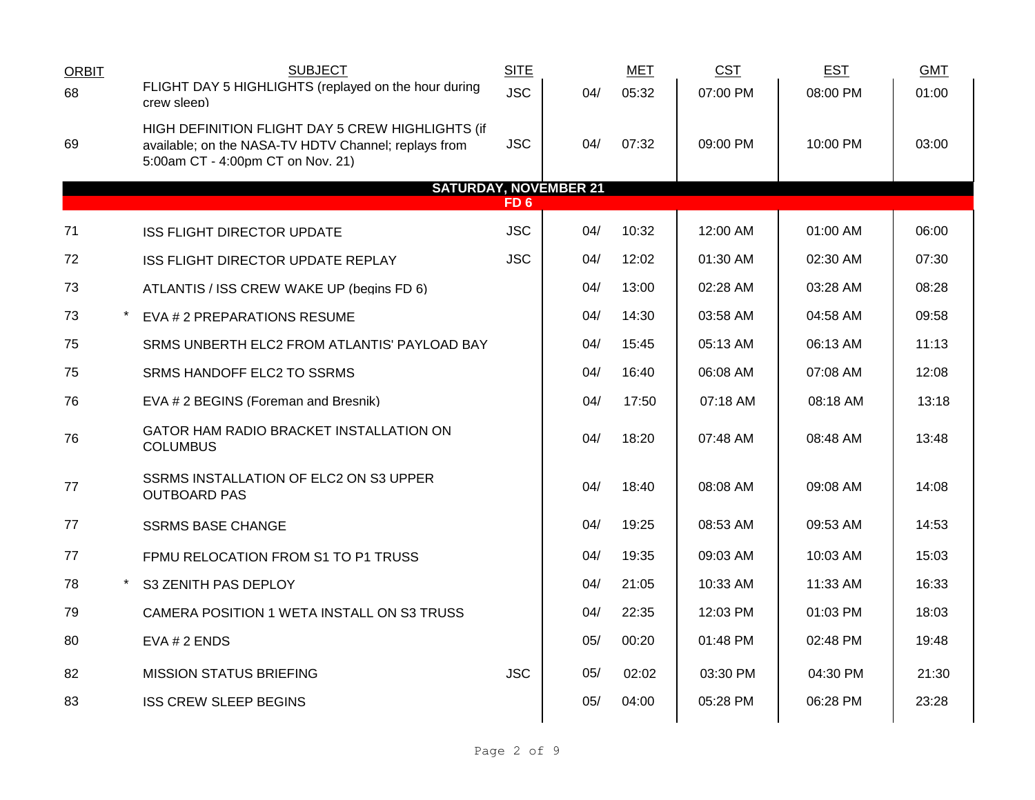| ORBIT | | SUBJECT | SITE | | MET | CST | EST | GMT |
|---|---|---|---|---|---|---|---|---|
| 68 | | FLIGHT DAY 5 HIGHLIGHTS (replayed on the hour during crew sleep) | JSC | 04/ | 05:32 | 07:00 PM | 08:00 PM | 01:00 |
| 69 | | HIGH DEFINITION FLIGHT DAY 5 CREW HIGHLIGHTS (if available; on the NASA-TV HDTV Channel; replays from 5:00am CT - 4:00pm CT on Nov. 21) | JSC | 04/ | 07:32 | 09:00 PM | 10:00 PM | 03:00 |
| **SATURDAY, NOVEMBER 21** | | | | | | | | |
| **FD 6** | | | | | | | | |
| 71 | | ISS FLIGHT DIRECTOR UPDATE | JSC | 04/ | 10:32 | 12:00 AM | 01:00 AM | 06:00 |
| 72 | | ISS FLIGHT DIRECTOR UPDATE REPLAY | JSC | 04/ | 12:02 | 01:30 AM | 02:30 AM | 07:30 |
| 73 | | ATLANTIS / ISS CREW WAKE UP (begins FD 6) | | 04/ | 13:00 | 02:28 AM | 03:28 AM | 08:28 |
| 73 | * | EVA # 2 PREPARATIONS RESUME | | 04/ | 14:30 | 03:58 AM | 04:58 AM | 09:58 |
| 75 | | SRMS UNBERTH ELC2 FROM ATLANTIS' PAYLOAD BAY | | 04/ | 15:45 | 05:13 AM | 06:13 AM | 11:13 |
| 75 | | SRMS HANDOFF ELC2 TO SSRMS | | 04/ | 16:40 | 06:08 AM | 07:08 AM | 12:08 |
| 76 | | EVA # 2 BEGINS (Foreman and Bresnik) | | 04/ | 17:50 | 07:18 AM | 08:18 AM | 13:18 |
| 76 | | GATOR HAM RADIO BRACKET INSTALLATION ON COLUMBUS | | 04/ | 18:20 | 07:48 AM | 08:48 AM | 13:48 |
| 77 | | SSRMS INSTALLATION OF ELC2 ON S3 UPPER OUTBOARD PAS | | 04/ | 18:40 | 08:08 AM | 09:08 AM | 14:08 |
| 77 | | SSRMS BASE CHANGE | | 04/ | 19:25 | 08:53 AM | 09:53 AM | 14:53 |
| 77 | | FPMU RELOCATION FROM S1 TO P1 TRUSS | | 04/ | 19:35 | 09:03 AM | 10:03 AM | 15:03 |
| 78 | * | S3 ZENITH PAS DEPLOY | | 04/ | 21:05 | 10:33 AM | 11:33 AM | 16:33 |
| 79 | | CAMERA POSITION 1 WETA INSTALL ON S3 TRUSS | | 04/ | 22:35 | 12:03 PM | 01:03 PM | 18:03 |
| 80 | | EVA # 2 ENDS | | 05/ | 00:20 | 01:48 PM | 02:48 PM | 19:48 |
| 82 | | MISSION STATUS BRIEFING | JSC | 05/ | 02:02 | 03:30 PM | 04:30 PM | 21:30 |
| 83 | | ISS CREW SLEEP BEGINS | | 05/ | 04:00 | 05:28 PM | 06:28 PM | 23:28 |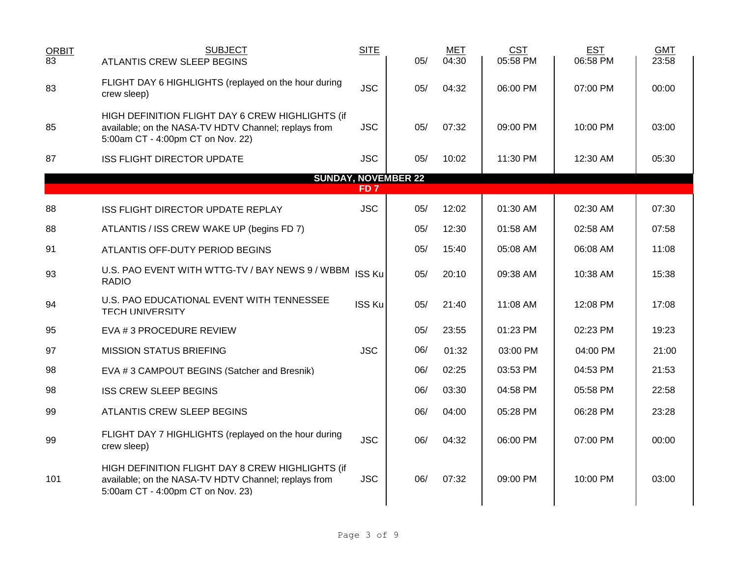| ORBIT | SUBJECT | SITE | | MET | CST | EST | GMT |
|---|---|---|---|---|---|---|---|
| 83 | ATLANTIS CREW SLEEP BEGINS | | 05/ | 04:30 | 05:58 PM | 06:58 PM | 23:58 |
| 83 | FLIGHT DAY 6 HIGHLIGHTS (replayed on the hour during crew sleep) | JSC | 05/ | 04:32 | 06:00 PM | 07:00 PM | 00:00 |
| 85 | HIGH DEFINITION FLIGHT DAY 6 CREW HIGHLIGHTS (if available; on the NASA-TV HDTV Channel; replays from 5:00am CT - 4:00pm CT on Nov. 22) | JSC | 05/ | 07:32 | 09:00 PM | 10:00 PM | 03:00 |
| 87 | ISS FLIGHT DIRECTOR UPDATE | JSC | 05/ | 10:02 | 11:30 PM | 12:30 AM | 05:30 |
| | **SUNDAY, NOVEMBER 22** | | | | | | |
| | **FD 7** | | | | | | |
| 88 | ISS FLIGHT DIRECTOR UPDATE REPLAY | JSC | 05/ | 12:02 | 01:30 AM | 02:30 AM | 07:30 |
| 88 | ATLANTIS / ISS CREW WAKE UP (begins FD 7) | | 05/ | 12:30 | 01:58 AM | 02:58 AM | 07:58 |
| 91 | ATLANTIS OFF-DUTY PERIOD BEGINS | | 05/ | 15:40 | 05:08 AM | 06:08 AM | 11:08 |
| 93 | U.S. PAO EVENT WITH WTTG-TV / BAY NEWS 9 / WBBM RADIO | ISS Ku | 05/ | 20:10 | 09:38 AM | 10:38 AM | 15:38 |
| 94 | U.S. PAO EDUCATIONAL EVENT WITH TENNESSEE TECH UNIVERSITY | ISS Ku | 05/ | 21:40 | 11:08 AM | 12:08 PM | 17:08 |
| 95 | EVA # 3 PROCEDURE REVIEW | | 05/ | 23:55 | 01:23 PM | 02:23 PM | 19:23 |
| 97 | MISSION STATUS BRIEFING | JSC | 06/ | 01:32 | 03:00 PM | 04:00 PM | 21:00 |
| 98 | EVA # 3 CAMPOUT BEGINS (Satcher and Bresnik) | | 06/ | 02:25 | 03:53 PM | 04:53 PM | 21:53 |
| 98 | ISS CREW SLEEP BEGINS | | 06/ | 03:30 | 04:58 PM | 05:58 PM | 22:58 |
| 99 | ATLANTIS CREW SLEEP BEGINS | | 06/ | 04:00 | 05:28 PM | 06:28 PM | 23:28 |
| 99 | FLIGHT DAY 7 HIGHLIGHTS (replayed on the hour during crew sleep) | JSC | 06/ | 04:32 | 06:00 PM | 07:00 PM | 00:00 |
| 101 | HIGH DEFINITION FLIGHT DAY 8 CREW HIGHLIGHTS (if available; on the NASA-TV HDTV Channel; replays from 5:00am CT - 4:00pm CT on Nov. 23) | JSC | 06/ | 07:32 | 09:00 PM | 10:00 PM | 03:00 |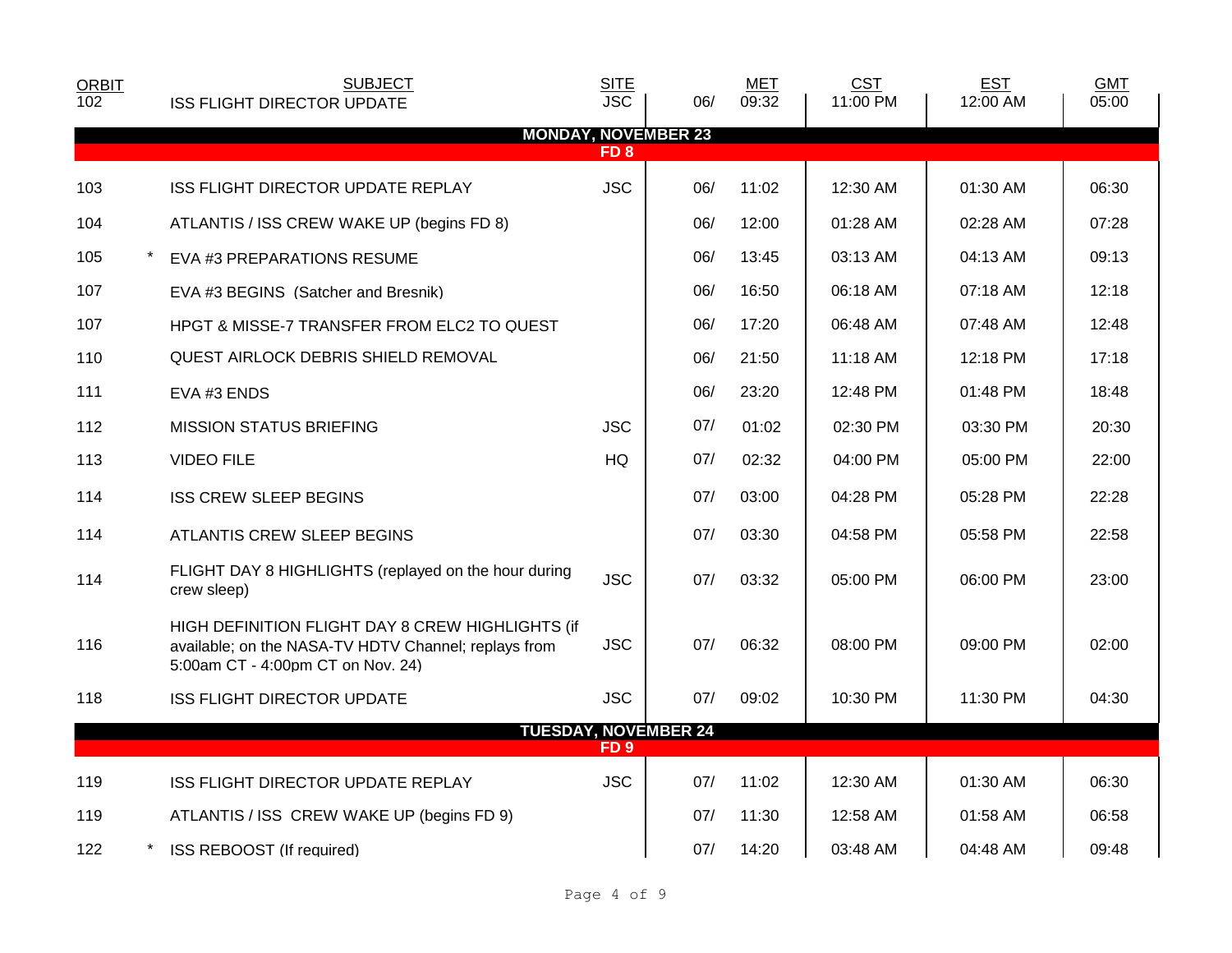| ORBIT | | SUBJECT | SITE | | MET | CST | EST | GMT |
|---|---|---|---|---|---|---|---|---|
| 102 | | ISS FLIGHT DIRECTOR UPDATE | JSC | 06/ | 09:32 | 11:00 PM | 12:00 AM | 05:00 |
| **MONDAY, NOVEMBER 23** | | | | | | | | |
| **FD 8** | | | | | | | | |
| 103 | | ISS FLIGHT DIRECTOR UPDATE REPLAY | JSC | 06/ | 11:02 | 12:30 AM | 01:30 AM | 06:30 |
| 104 | | ATLANTIS / ISS CREW WAKE UP (begins FD 8) | | 06/ | 12:00 | 01:28 AM | 02:28 AM | 07:28 |
| 105 | * | EVA #3 PREPARATIONS RESUME | | 06/ | 13:45 | 03:13 AM | 04:13 AM | 09:13 |
| 107 | | EVA #3 BEGINS (Satcher and Bresnik) | | 06/ | 16:50 | 06:18 AM | 07:18 AM | 12:18 |
| 107 | | HPGT & MISSE-7 TRANSFER FROM ELC2 TO QUEST | | 06/ | 17:20 | 06:48 AM | 07:48 AM | 12:48 |
| 110 | | QUEST AIRLOCK DEBRIS SHIELD REMOVAL | | 06/ | 21:50 | 11:18 AM | 12:18 PM | 17:18 |
| 111 | | EVA #3 ENDS | | 06/ | 23:20 | 12:48 PM | 01:48 PM | 18:48 |
| 112 | | MISSION STATUS BRIEFING | JSC | 07/ | 01:02 | 02:30 PM | 03:30 PM | 20:30 |
| 113 | | VIDEO FILE | HQ | 07/ | 02:32 | 04:00 PM | 05:00 PM | 22:00 |
| 114 | | ISS CREW SLEEP BEGINS | | 07/ | 03:00 | 04:28 PM | 05:28 PM | 22:28 |
| 114 | | ATLANTIS CREW SLEEP BEGINS | | 07/ | 03:30 | 04:58 PM | 05:58 PM | 22:58 |
| 114 | | FLIGHT DAY 8 HIGHLIGHTS (replayed on the hour during crew sleep) | JSC | 07/ | 03:32 | 05:00 PM | 06:00 PM | 23:00 |
| 116 | | HIGH DEFINITION FLIGHT DAY 8 CREW HIGHLIGHTS (if available; on the NASA-TV HDTV Channel; replays from 5:00am CT - 4:00pm CT on Nov. 24) | JSC | 07/ | 06:32 | 08:00 PM | 09:00 PM | 02:00 |
| 118 | | ISS FLIGHT DIRECTOR UPDATE | JSC | 07/ | 09:02 | 10:30 PM | 11:30 PM | 04:30 |
| **TUESDAY, NOVEMBER 24** | | | | | | | | |
| **FD 9** | | | | | | | | |
| 119 | | ISS FLIGHT DIRECTOR UPDATE REPLAY | JSC | 07/ | 11:02 | 12:30 AM | 01:30 AM | 06:30 |
| 119 | | ATLANTIS / ISS CREW WAKE UP (begins FD 9) | | 07/ | 11:30 | 12:58 AM | 01:58 AM | 06:58 |
| 122 | * | ISS REBOOST (If required) | | 07/ | 14:20 | 03:48 AM | 04:48 AM | 09:48 |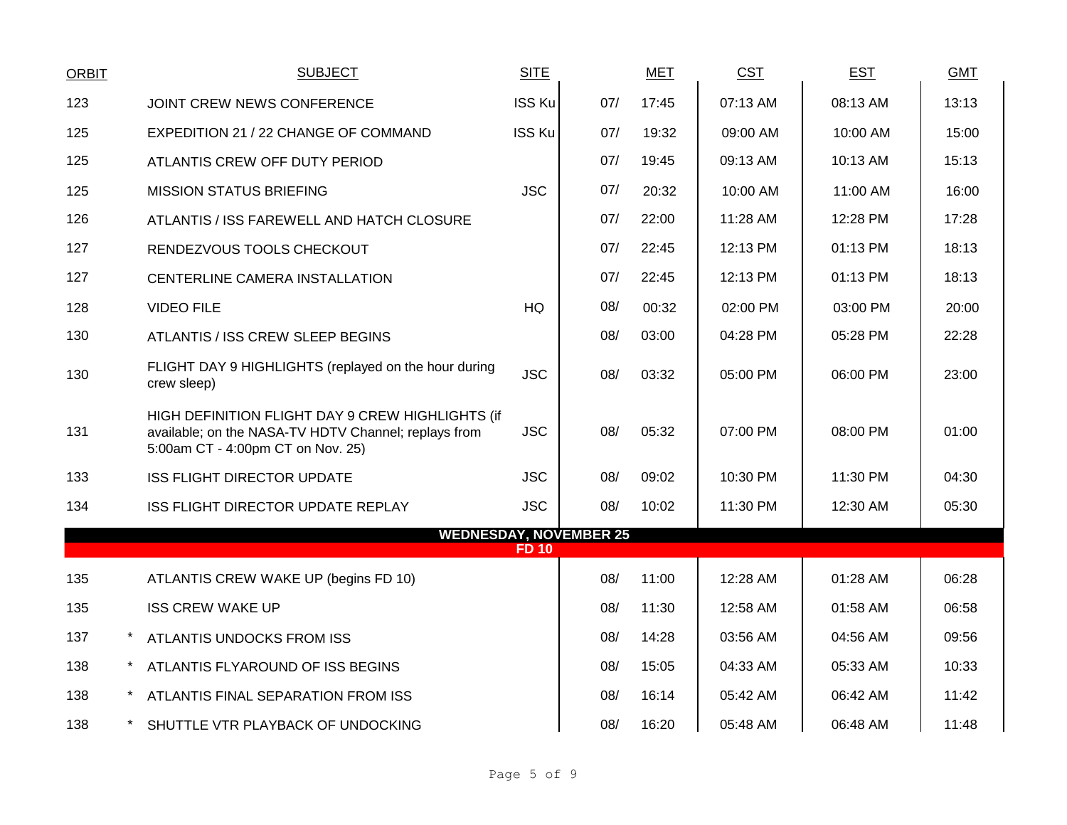| ORBIT | | SUBJECT | SITE | | MET | CST | EST | GMT |
|---|---|---|---|---|---|---|---|---|
| 123 | | JOINT CREW NEWS CONFERENCE | ISS Ku | 07/ | 17:45 | 07:13 AM | 08:13 AM | 13:13 |
| 125 | | EXPEDITION 21 / 22 CHANGE OF COMMAND | ISS Ku | 07/ | 19:32 | 09:00 AM | 10:00 AM | 15:00 |
| 125 | | ATLANTIS CREW OFF DUTY PERIOD | | 07/ | 19:45 | 09:13 AM | 10:13 AM | 15:13 |
| 125 | | MISSION STATUS BRIEFING | JSC | 07/ | 20:32 | 10:00 AM | 11:00 AM | 16:00 |
| 126 | | ATLANTIS / ISS FAREWELL AND HATCH CLOSURE | | 07/ | 22:00 | 11:28 AM | 12:28 PM | 17:28 |
| 127 | | RENDEZVOUS TOOLS CHECKOUT | | 07/ | 22:45 | 12:13 PM | 01:13 PM | 18:13 |
| 127 | | CENTERLINE CAMERA INSTALLATION | | 07/ | 22:45 | 12:13 PM | 01:13 PM | 18:13 |
| 128 | | VIDEO FILE | HQ | 08/ | 00:32 | 02:00 PM | 03:00 PM | 20:00 |
| 130 | | ATLANTIS / ISS CREW SLEEP BEGINS | | 08/ | 03:00 | 04:28 PM | 05:28 PM | 22:28 |
| 130 | | FLIGHT DAY 9 HIGHLIGHTS (replayed on the hour during crew sleep) | JSC | 08/ | 03:32 | 05:00 PM | 06:00 PM | 23:00 |
| 131 | | HIGH DEFINITION FLIGHT DAY 9 CREW HIGHLIGHTS (if available; on the NASA-TV HDTV Channel; replays from 5:00am CT - 4:00pm CT on Nov. 25) | JSC | 08/ | 05:32 | 07:00 PM | 08:00 PM | 01:00 |
| 133 | | ISS FLIGHT DIRECTOR UPDATE | JSC | 08/ | 09:02 | 10:30 PM | 11:30 PM | 04:30 |
| 134 | | ISS FLIGHT DIRECTOR UPDATE REPLAY | JSC | 08/ | 10:02 | 11:30 PM | 12:30 AM | 05:30 |
| | | **WEDNESDAY, NOVEMBER 25** | | | | | | |
| | | **FD 10** | | | | | | |
| 135 | | ATLANTIS CREW WAKE UP (begins FD 10) | | 08/ | 11:00 | 12:28 AM | 01:28 AM | 06:28 |
| 135 | | ISS CREW WAKE UP | | 08/ | 11:30 | 12:58 AM | 01:58 AM | 06:58 |
| 137 | * | ATLANTIS UNDOCKS FROM ISS | | 08/ | 14:28 | 03:56 AM | 04:56 AM | 09:56 |
| 138 | * | ATLANTIS FLYAROUND OF ISS BEGINS | | 08/ | 15:05 | 04:33 AM | 05:33 AM | 10:33 |
| 138 | * | ATLANTIS FINAL SEPARATION FROM ISS | | 08/ | 16:14 | 05:42 AM | 06:42 AM | 11:42 |
| 138 | * | SHUTTLE VTR PLAYBACK OF UNDOCKING | | 08/ | 16:20 | 05:48 AM | 06:48 AM | 11:48 |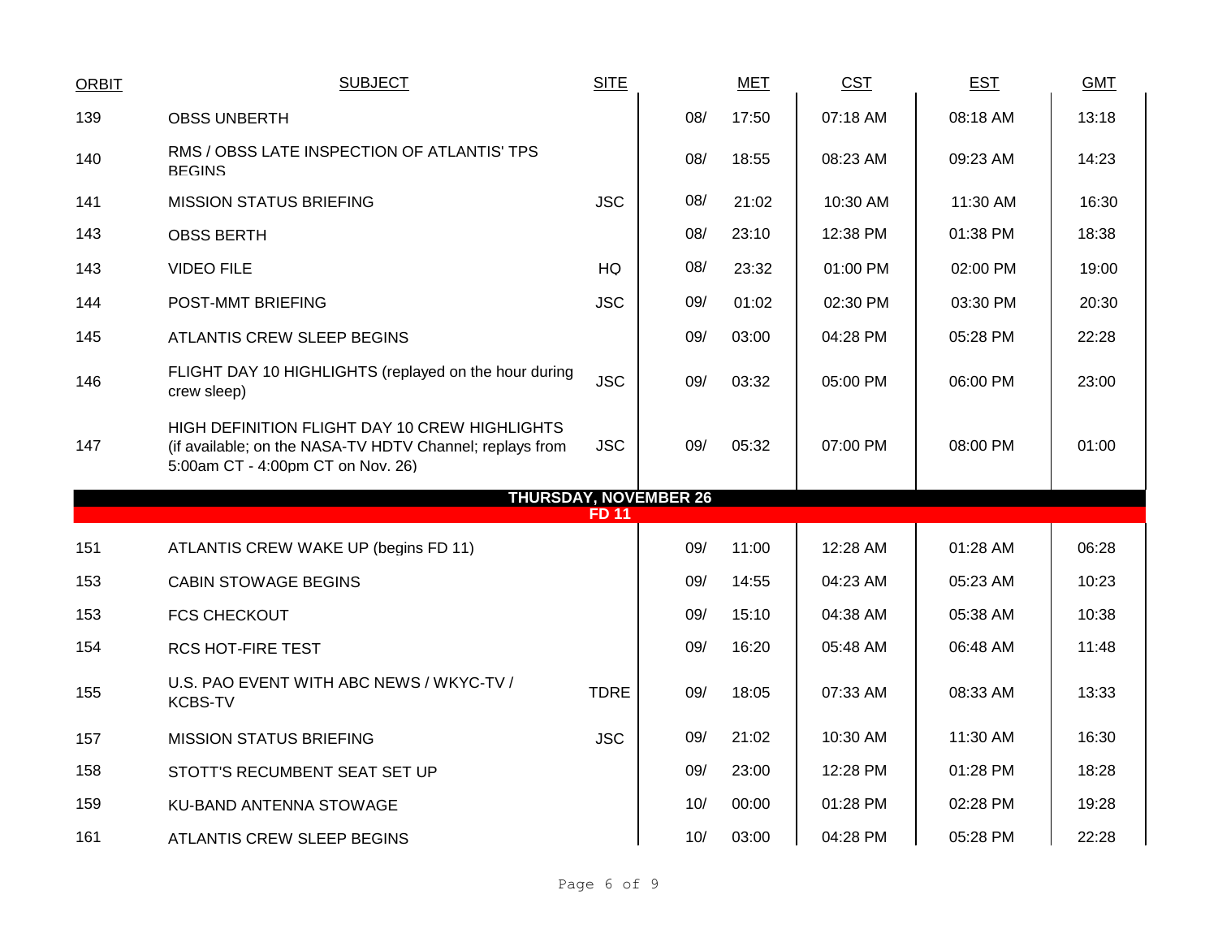| ORBIT | SUBJECT | SITE | MET | | CST | EST | GMT |
|---|---|---|---|---|---|---|---|
| 139 | OBSS UNBERTH | | 08/ | 17:50 | 07:18 AM | 08:18 AM | 13:18 |
| 140 | RMS / OBSS LATE INSPECTION OF ATLANTIS' TPS BEGINS | | 08/ | 18:55 | 08:23 AM | 09:23 AM | 14:23 |
| 141 | MISSION STATUS BRIEFING | JSC | 08/ | 21:02 | 10:30 AM | 11:30 AM | 16:30 |
| 143 | OBSS BERTH | | 08/ | 23:10 | 12:38 PM | 01:38 PM | 18:38 |
| 143 | VIDEO FILE | HQ | 08/ | 23:32 | 01:00 PM | 02:00 PM | 19:00 |
| 144 | POST-MMT BRIEFING | JSC | 09/ | 01:02 | 02:30 PM | 03:30 PM | 20:30 |
| 145 | ATLANTIS CREW SLEEP BEGINS | | 09/ | 03:00 | 04:28 PM | 05:28 PM | 22:28 |
| 146 | FLIGHT DAY 10 HIGHLIGHTS (replayed on the hour during crew sleep) | JSC | 09/ | 03:32 | 05:00 PM | 06:00 PM | 23:00 |
| 147 | HIGH DEFINITION FLIGHT DAY 10 CREW HIGHLIGHTS (if available; on the NASA-TV HDTV Channel; replays from 5:00am CT - 4:00pm CT on Nov. 26) | JSC | 09/ | 05:32 | 07:00 PM | 08:00 PM | 01:00 |
| **THURSDAY, NOVEMBER 26** | | | | | | | |
| **FD 11** | | | | | | | |
| 151 | ATLANTIS CREW WAKE UP (begins FD 11) | | 09/ | 11:00 | 12:28 AM | 01:28 AM | 06:28 |
| 153 | CABIN STOWAGE BEGINS | | 09/ | 14:55 | 04:23 AM | 05:23 AM | 10:23 |
| 153 | FCS CHECKOUT | | 09/ | 15:10 | 04:38 AM | 05:38 AM | 10:38 |
| 154 | RCS HOT-FIRE TEST | | 09/ | 16:20 | 05:48 AM | 06:48 AM | 11:48 |
| 155 | U.S. PAO EVENT WITH ABC NEWS / WKYC-TV / KCBS-TV | TDRE | 09/ | 18:05 | 07:33 AM | 08:33 AM | 13:33 |
| 157 | MISSION STATUS BRIEFING | JSC | 09/ | 21:02 | 10:30 AM | 11:30 AM | 16:30 |
| 158 | STOTT'S RECUMBENT SEAT SET UP | | 09/ | 23:00 | 12:28 PM | 01:28 PM | 18:28 |
| 159 | KU-BAND ANTENNA STOWAGE | | 10/ | 00:00 | 01:28 PM | 02:28 PM | 19:28 |
| 161 | ATLANTIS CREW SLEEP BEGINS | | 10/ | 03:00 | 04:28 PM | 05:28 PM | 22:28 |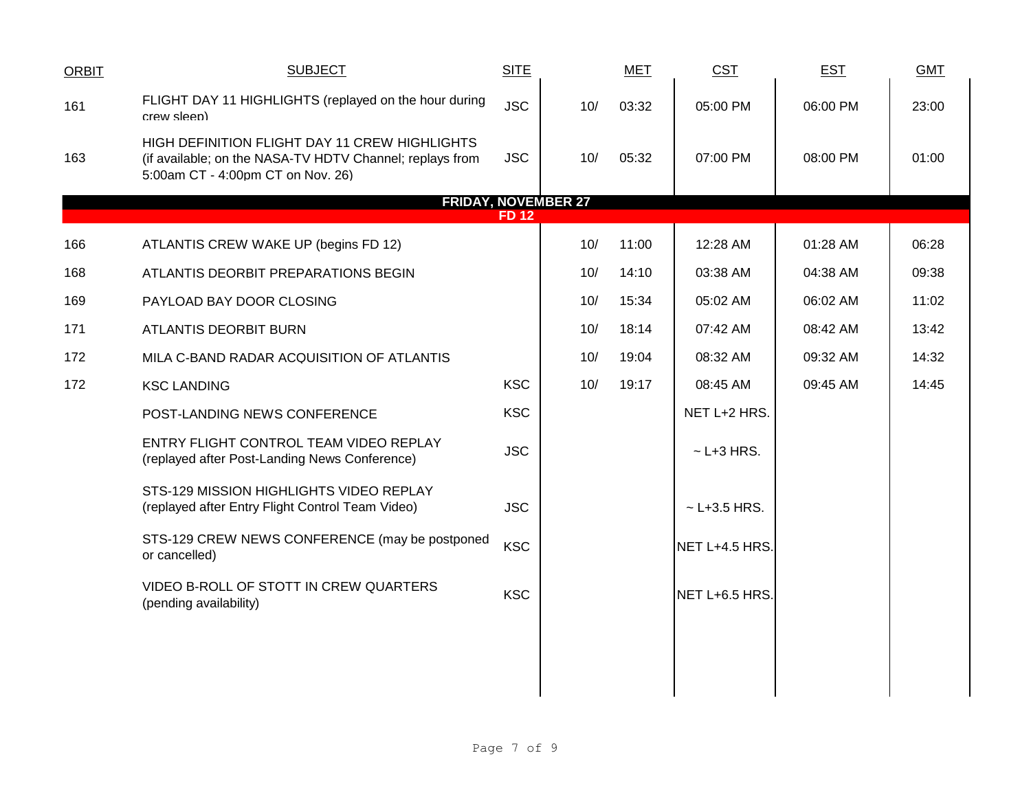| ORBIT | SUBJECT | SITE | MET | | CST | EST | GMT |
|---|---|---|---|---|---|---|---|
| 161 | FLIGHT DAY 11 HIGHLIGHTS (replayed on the hour during crew sleep) | JSC | 10/ | 03:32 | 05:00 PM | 06:00 PM | 23:00 |
| 163 | HIGH DEFINITION FLIGHT DAY 11 CREW HIGHLIGHTS (if available; on the NASA-TV HDTV Channel; replays from 5:00am CT - 4:00pm CT on Nov. 26) | JSC | 10/ | 05:32 | 07:00 PM | 08:00 PM | 01:00 |
| | **FRIDAY, NOVEMBER 27** | | | | | | |
| | **FD 12** | | | | | | |
| 166 | ATLANTIS CREW WAKE UP (begins FD 12) | | 10/ | 11:00 | 12:28 AM | 01:28 AM | 06:28 |
| 168 | ATLANTIS DEORBIT PREPARATIONS BEGIN | | 10/ | 14:10 | 03:38 AM | 04:38 AM | 09:38 |
| 169 | PAYLOAD BAY DOOR CLOSING | | 10/ | 15:34 | 05:02 AM | 06:02 AM | 11:02 |
| 171 | ATLANTIS DEORBIT BURN | | 10/ | 18:14 | 07:42 AM | 08:42 AM | 13:42 |
| 172 | MILA C-BAND RADAR ACQUISITION OF ATLANTIS | | 10/ | 19:04 | 08:32 AM | 09:32 AM | 14:32 |
| 172 | KSC LANDING | KSC | 10/ | 19:17 | 08:45 AM | 09:45 AM | 14:45 |
| | POST-LANDING NEWS CONFERENCE | KSC | | | NET L+2 HRS. | | |
| | ENTRY FLIGHT CONTROL TEAM VIDEO REPLAY (replayed after Post-Landing News Conference) | JSC | | | ~ L+3 HRS. | | |
| | STS-129 MISSION HIGHLIGHTS VIDEO REPLAY (replayed after Entry Flight Control Team Video) | JSC | | | ~ L+3.5 HRS. | | |
| | STS-129 CREW NEWS CONFERENCE (may be postponed or cancelled) | KSC | | | NET L+4.5 HRS. | | |
| | VIDEO B-ROLL OF STOTT IN CREW QUARTERS (pending availability) | KSC | | | NET L+6.5 HRS. | | |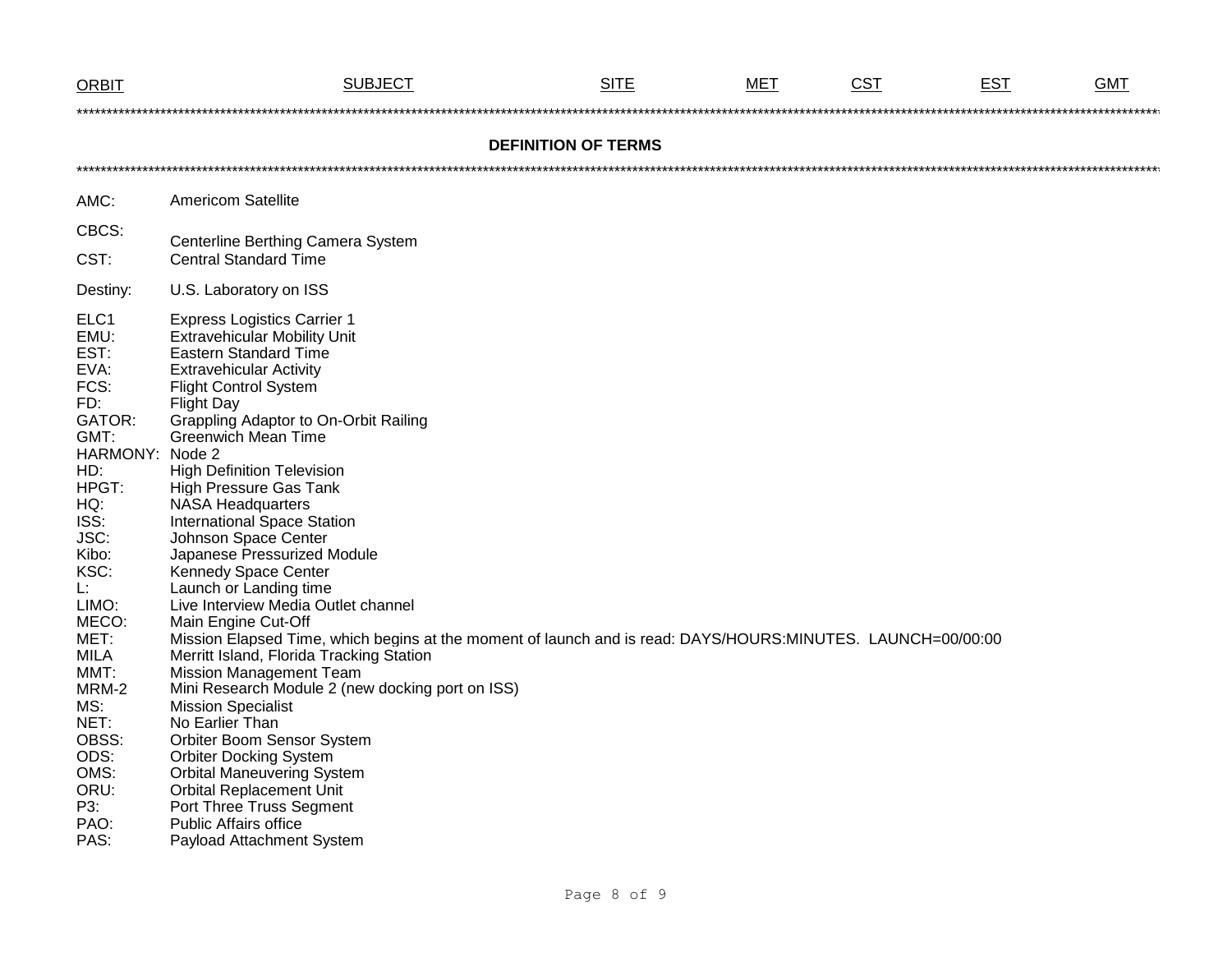| ORBIT | SUBJECT | SITE | MET | CST | EST | GMT |
|---|---|---|---|---|---|---|

******************************************************************************************************************************************************************

## DEFINITION OF TERMS

******************************************************************************************************************************************************************

| Term | Definition |
|---|---|
| AMC: | Americom Satellite |
| CBCS: | Centerline Berthing Camera System |
| CST: | Central Standard Time |
| Destiny: | U.S. Laboratory on ISS |
| ELC1 | Express Logistics Carrier 1 |
| EMU: | Extravehicular Mobility Unit |
| EST: | Eastern Standard Time |
| EVA: | Extravehicular Activity |
| FCS: | Flight Control System |
| FD: | Flight Day |
| GATOR: | Grappling Adaptor to On-Orbit Railing |
| GMT: | Greenwich Mean Time |
| HARMONY: | Node 2 |
| HD: | High Definition Television |
| HPGT: | High Pressure Gas Tank |
| HQ: | NASA Headquarters |
| ISS: | International Space Station |
| JSC: | Johnson Space Center |
| Kibo: | Japanese Pressurized Module |
| KSC: | Kennedy Space Center |
| L: | Launch or Landing time |
| LIMO: | Live Interview Media Outlet channel |
| MECO: | Main Engine Cut-Off |
| MET: | Mission Elapsed Time, which begins at the moment of launch and is read: DAYS/HOURS:MINUTES. LAUNCH=00/00:00 |
| MILA | Merritt Island, Florida Tracking Station |
| MMT: | Mission Management Team |
| MRM-2 | Mini Research Module 2 (new docking port on ISS) |
| MS: | Mission Specialist |
| NET: | No Earlier Than |
| OBSS: | Orbiter Boom Sensor System |
| ODS: | Orbiter Docking System |
| OMS: | Orbital Maneuvering System |
| ORU: | Orbital Replacement Unit |
| P3: | Port Three Truss Segment |
| PAO: | Public Affairs office |
| PAS: | Payload Attachment System |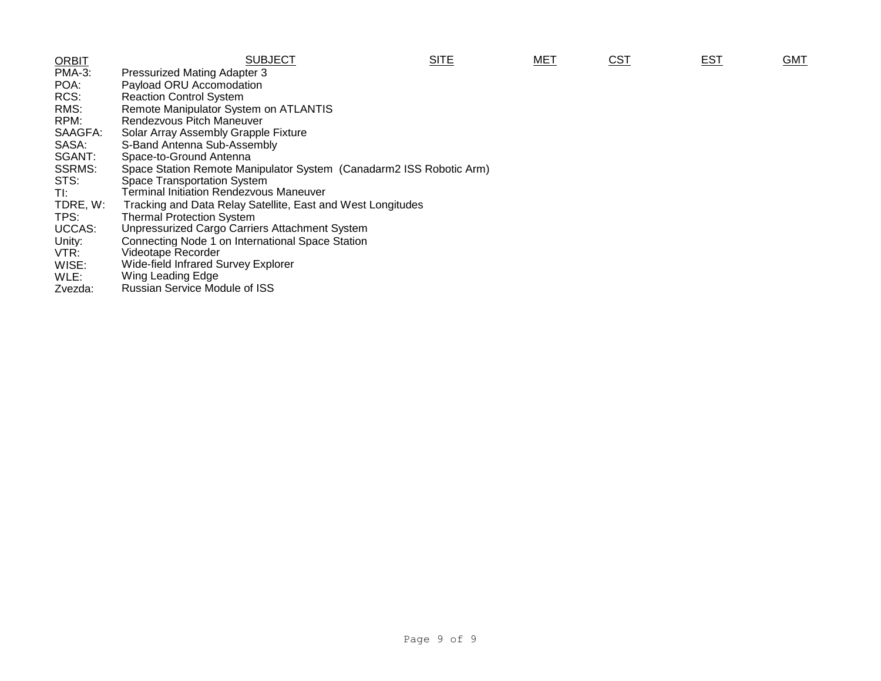| ORBIT | SUBJECT | SITE | MET | CST | EST | GMT |
|---|---|---|---|---|---|---|
| PMA-3: | Pressurized Mating Adapter 3 | | | | | |
| POA: | Payload ORU Accomodation | | | | | |
| RCS: | Reaction Control System | | | | | |
| RMS: | Remote Manipulator System on ATLANTIS | | | | | |
| RPM: | Rendezvous Pitch Maneuver | | | | | |
| SAAGFA: | Solar Array Assembly Grapple Fixture | | | | | |
| SASA: | S-Band Antenna Sub-Assembly | | | | | |
| SGANT: | Space-to-Ground Antenna | | | | | |
| SSRMS: | Space Station Remote Manipulator System (Canadarm2 ISS Robotic Arm) | | | | | |
| STS: | Space Transportation System | | | | | |
| TI: | Terminal Initiation Rendezvous Maneuver | | | | | |
| TDRE, W: | Tracking and Data Relay Satellite, East and West Longitudes | | | | | |
| TPS: | Thermal Protection System | | | | | |
| UCCAS: | Unpressurized Cargo Carriers Attachment System | | | | | |
| Unity: | Connecting Node 1 on International Space Station | | | | | |
| VTR: | Videotape Recorder | | | | | |
| WISE: | Wide-field Infrared Survey Explorer | | | | | |
| WLE: | Wing Leading Edge | | | | | |
| Zvezda: | Russian Service Module of ISS | | | | | |